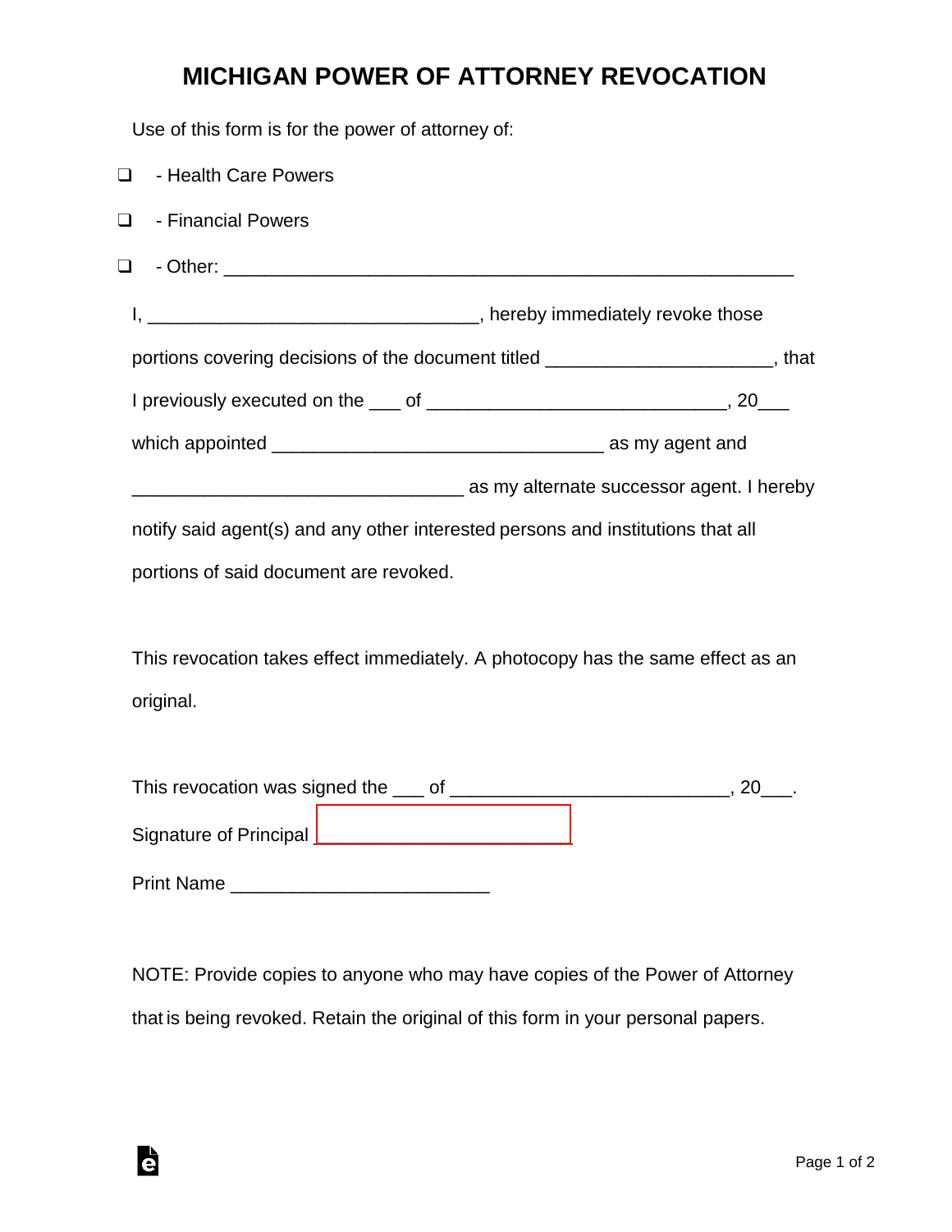# MICHIGAN POWER OF ATTORNEY REVOCATION

Use of this form is for the power of attorney of:

❑ - Health Care Powers

❑ - Financial Powers

❑ - Other: _______________________________________________________

I, ________________________________, hereby immediately revoke those portions covering decisions of the document titled ______________________, that I previously executed on the ___ of _____________________________, 20___ which appointed ________________________________ as my agent and ________________________________ as my alternate successor agent. I hereby notify said agent(s) and any other interested persons and institutions that all portions of said document are revoked.

This revocation takes effect immediately. A photocopy has the same effect as an original.

This revocation was signed the ___ of ___________________________, 20___.

Signature of Principal _________________________

Print Name _________________________

NOTE: Provide copies to anyone who may have copies of the Power of Attorney that is being revoked. Retain the original of this form in your personal papers.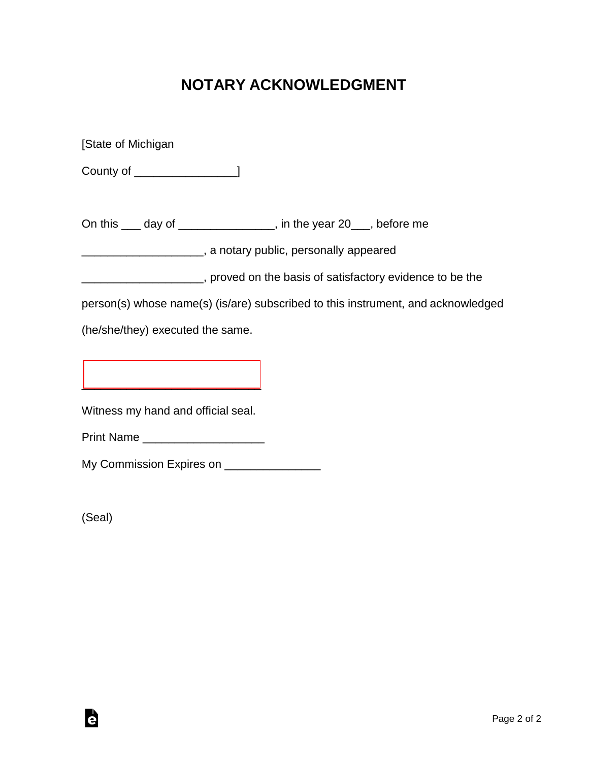# NOTARY ACKNOWLEDGMENT

[State of Michigan

County of ________________]

On this ___ day of _______________, in the year 20___, before me

___________________, a notary public, personally appeared

___________________, proved on the basis of satisfactory evidence to be the

person(s) whose name(s) (is/are) subscribed to this instrument, and acknowledged

(he/she/they) executed the same.

____________________________

Witness my hand and official seal.

Print Name ___________________

My Commission Expires on _______________

(Seal)